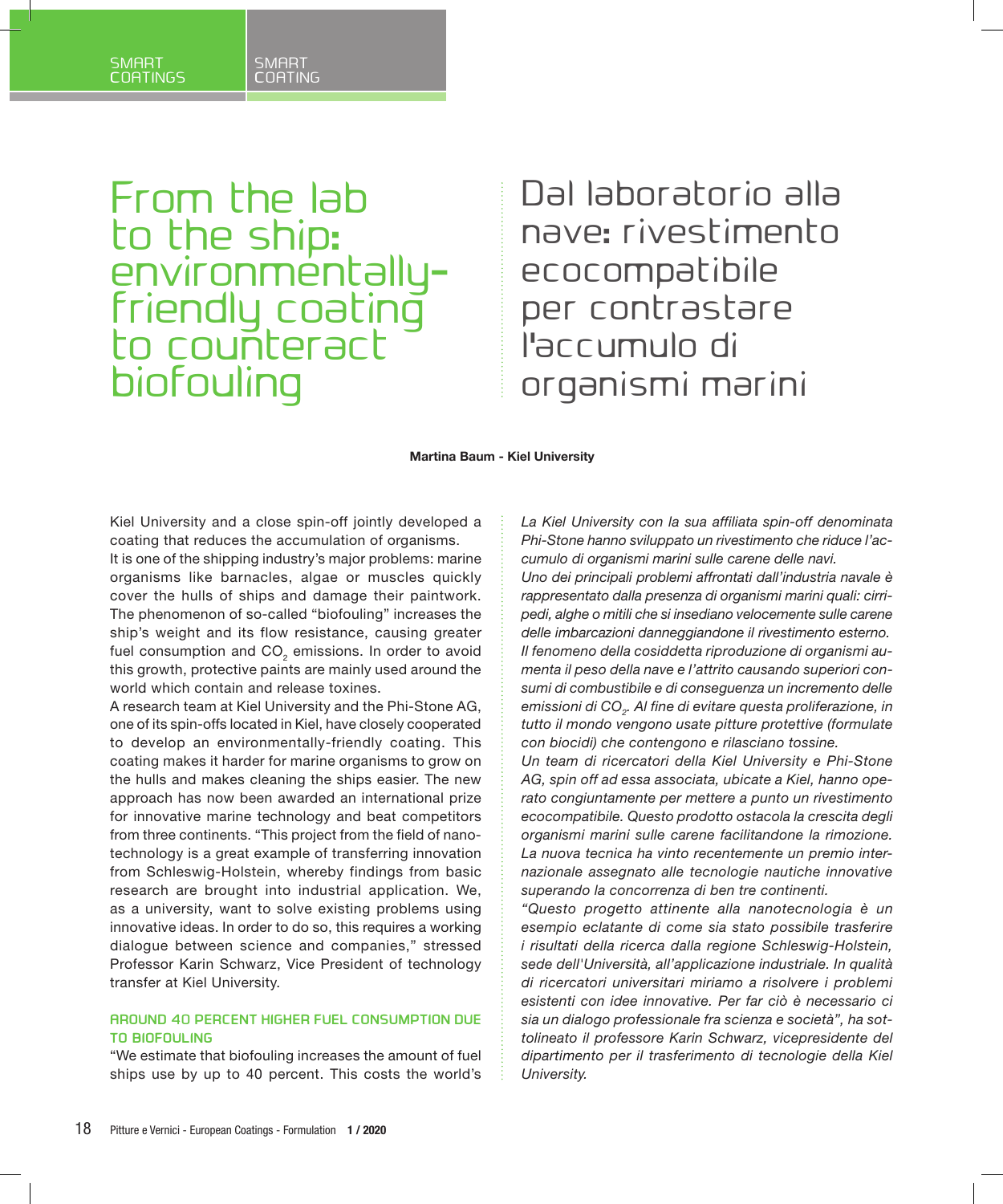# From the lab to the ship: environmentally-friendly coating to counteract biofouling

# Dal laboratorio alla nave: rivestimento ecocompatibile per contrastare l'accumulo di organismi marini

**Martina Baum - Kiel University**

Kiel University and a close spin-off jointly developed a coating that reduces the accumulation of organisms.

It is one of the shipping industry's major problems: marine organisms like barnacles, algae or muscles quickly cover the hulls of ships and damage their paintwork. The phenomenon of so-called "biofouling" increases the ship's weight and its flow resistance, causing greater fuel consumption and $CO_2$ emissions. In order to avoid this growth, protective paints are mainly used around the world which contain and release toxines.

A research team at Kiel University and the Phi-Stone AG, one of its spin-offs located in Kiel, have closely cooperated to develop an environmentally-friendly coating. This coating makes it harder for marine organisms to grow on the hulls and makes cleaning the ships easier. The new approach has now been awarded an international prize for innovative marine technology and beat competitors from three continents. "This project from the field of nanotechnology is a great example of transferring innovation from Schleswig-Holstein, whereby findings from basic research are brought into industrial application. We, as a university, want to solve existing problems using innovative ideas. In order to do so, this requires a working dialogue between science and companies," stressed Professor Karin Schwarz, Vice President of technology transfer at Kiel University.

### AROUND 40 PERCENT HIGHER FUEL CONSUMPTION DUE TO BIOFOULING

"We estimate that biofouling increases the amount of fuel ships use by up to 40 percent. This costs the world's

*La Kiel University con la sua affiliata spin-off denominata Phi-Stone hanno sviluppato un rivestimento che riduce l'accumulo di organismi marini sulle carene delle navi.*

*Uno dei principali problemi affrontati dall'industria navale è rappresentato dalla presenza di organismi marini quali: cirripedi, alghe o mitili che si insediano velocemente sulle carene delle imbarcazioni danneggiandone il rivestimento esterno.*

*Il fenomeno della cosiddetta riproduzione di organismi aumenta il peso della nave e l'attrito causando superiori consumi di combustibile e di conseguenza un incremento delle emissioni di $CO_2$. Al fine di evitare questa proliferazione, in tutto il mondo vengono usate pitture protettive (formulate con biocidi) che contengono e rilasciano tossine.*

*Un team di ricercatori della Kiel University e Phi-Stone AG, spin off ad essa associata, ubicate a Kiel, hanno operato congiuntamente per mettere a punto un rivestimento ecocompatibile. Questo prodotto ostacola la crescita degli organismi marini sulle carene facilitandone la rimozione. La nuova tecnica ha vinto recentemente un premio internazionale assegnato alle tecnologie nautiche innovative superando la concorrenza di ben tre continenti.*

*"Questo progetto attinente alla nanotecnologia è un esempio eclatante di come sia stato possibile trasferire i risultati della ricerca dalla regione Schleswig-Holstein, sede dell'Università, all'applicazione industriale. In qualità di ricercatori universitari miriamo a risolvere i problemi esistenti con idee innovative. Per far ciò è necessario ci sia un dialogo professionale fra scienza e società", ha sottolineato il professore Karin Schwarz, vicepresidente del dipartimento per il trasferimento di tecnologie della Kiel University.*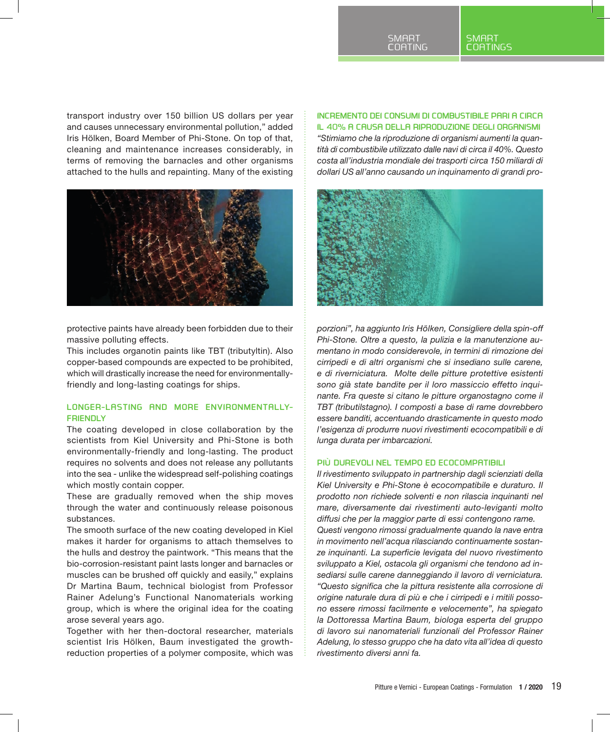transport industry over 150 billion US dollars per year and causes unnecessary environmental pollution," added Iris Hölken, Board Member of Phi-Stone. On top of that, cleaning and maintenance increases considerably, in terms of removing the barnacles and other organisms attached to the hulls and repainting. Many of the existing protective paints have already been forbidden due to their massive polluting effects.

This includes organotin paints like TBT (tributyltin). Also copper-based compounds are expected to be prohibited, which will drastically increase the need for environmentally-friendly and long-lasting coatings for ships.

## LONGER-LASTING AND MORE ENVIRONMENTALLY-FRIENDLY

The coating developed in close collaboration by the scientists from Kiel University and Phi-Stone is both environmentally-friendly and long-lasting. The product requires no solvents and does not release any pollutants into the sea - unlike the widespread self-polishing coatings which mostly contain copper.

These are gradually removed when the ship moves through the water and continuously release poisonous substances.

The smooth surface of the new coating developed in Kiel makes it harder for organisms to attach themselves to the hulls and destroy the paintwork. "This means that the bio-corrosion-resistant paint lasts longer and barnacles or muscles can be brushed off quickly and easily," explains Dr Martina Baum, technical biologist from Professor Rainer Adelung's Functional Nanomaterials working group, which is where the original idea for the coating arose several years ago.

Together with her then-doctoral researcher, materials scientist Iris Hölken, Baum investigated the growth-reduction properties of a polymer composite, which was

## INCREMENTO DEI CONSUMI DI COMBUSTIBILE PARI A CIRCA IL 40% A CAUSA DELLA RIPRODUZIONE DEGLI ORGANISMI

*"Stimiamo che la riproduzione di organismi aumenti la quantità di combustibile utilizzato dalle navi di circa il 40%. Questo costa all'industria mondiale dei trasporti circa 150 miliardi di dollari US all'anno causando un inquinamento di grandi proporzioni", ha aggiunto Iris Hölken, Consigliere della spin-off Phi-Stone. Oltre a questo, la pulizia e la manutenzione aumentano in modo considerevole, in termini di rimozione dei cirripedi e di altri organismi che si insediano sulle carene, e di riverniciatura. Molte delle pitture protettive esistenti sono già state bandite per il loro massiccio effetto inquinante. Fra queste si citano le pitture organostagno come il TBT (tributilstagno). I composti a base di rame dovrebbero essere banditi, accentuando drasticamente in questo modo l'esigenza di produrre nuovi rivestimenti ecocompatibili e di lunga durata per imbarcazioni.*

## PIÙ DUREVOLI NEL TEMPO ED ECOCOMPATIBILI

*Il rivestimento sviluppato in partnership dagli scienziati della Kiel University e Phi-Stone è ecocompatibile e duraturo. Il prodotto non richiede solventi e non rilascia inquinanti nel mare, diversamente dai rivestimenti auto-levigantі molto diffusi che per la maggior parte di essi contengono rame.*

*Questi vengono rimossi gradualmente quando la nave entra in movimento nell'acqua rilasciando continuamente sostanze inquinanti. La superficie levigata del nuovo rivestimento sviluppato a Kiel, ostacola gli organismi che tendono ad insediarsi sulle carene danneggiando il lavoro di verniciatura. "Questo significa che la pittura resistente alla corrosione di origine naturale dura di più e che i cirripedi e i mitili possono essere rimossi facilmente e velocemente", ha spiegato la Dottoressa Martina Baum, biologa esperta del gruppo di lavoro sui nanomateriali funzionali del Professor Rainer Adelung, lo stesso gruppo che ha dato vita all'idea di questo rivestimento diversi anni fa.*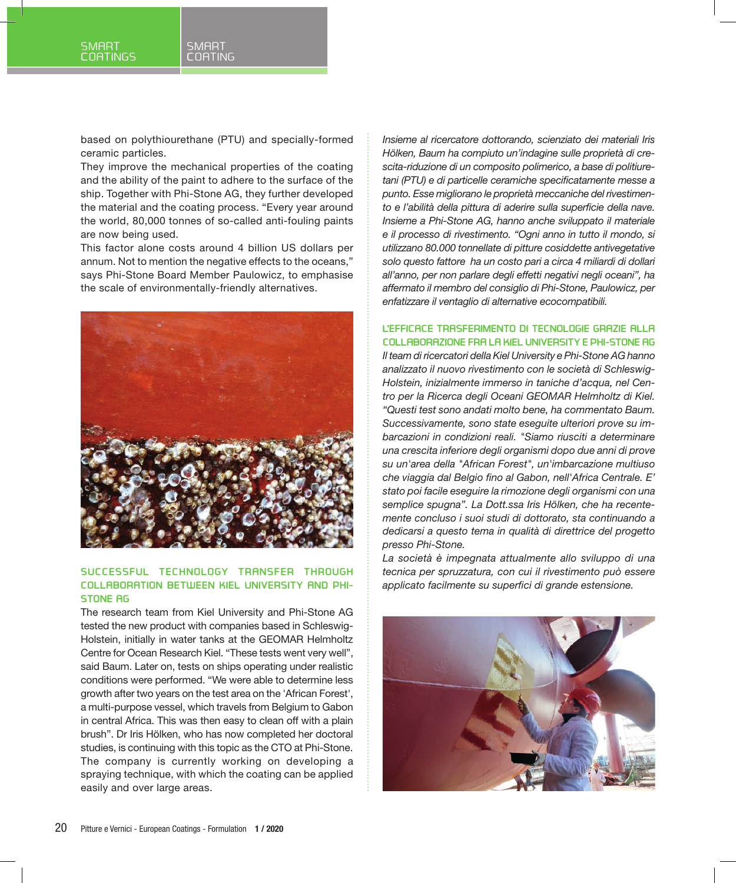based on polythiourethane (PTU) and specially-formed ceramic particles.

They improve the mechanical properties of the coating and the ability of the paint to adhere to the surface of the ship. Together with Phi-Stone AG, they further developed the material and the coating process. “Every year around the world, 80,000 tonnes of so-called anti-fouling paints are now being used.

This factor alone costs around 4 billion US dollars per annum. Not to mention the negative effects to the oceans,” says Phi-Stone Board Member Paulowicz, to emphasise the scale of environmentally-friendly alternatives.

## SUCCESSFUL TECHNOLOGY TRANSFER THROUGH COLLABORATION BETWEEN KIEL UNIVERSITY AND PHI-STONE AG

The research team from Kiel University and Phi-Stone AG tested the new product with companies based in Schleswig-Holstein, initially in water tanks at the GEOMAR Helmholtz Centre for Ocean Research Kiel. “These tests went very well”, said Baum. Later on, tests on ships operating under realistic conditions were performed. “We were able to determine less growth after two years on the test area on the 'African Forest', a multi-purpose vessel, which travels from Belgium to Gabon in central Africa. This was then easy to clean off with a plain brush”. Dr Iris Hölken, who has now completed her doctoral studies, is continuing with this topic as the CTO at Phi-Stone. The company is currently working on developing a spraying technique, with which the coating can be applied easily and over large areas.

*Insieme al ricercatore dottorando, scienziato dei materiali Iris Hölken, Baum ha compiuto un’indagine sulle proprietà di crescita-riduzione di un composito polimerico, a base di politiuretani (PTU) e di particelle ceramiche specificatamente messe a punto. Esse migliorano le proprietà meccaniche del rivestimento e l’abilità della pittura di aderire sulla superficie della nave. Insieme a Phi-Stone AG, hanno anche sviluppato il materiale e il processo di rivestimento. “Ogni anno in tutto il mondo, si utilizzano 80.000 tonnellate di pitture cosiddette antivegetative solo questo fattore ha un costo pari a circa 4 miliardi di dollari all’anno, per non parlare degli effetti negativi negli oceani”, ha affermato il membro del consiglio di Phi-Stone, Paulowicz, per enfatizzare il ventaglio di alternative ecocompatibili.*

## L’EFFICACE TRASFERIMENTO DI TECNOLOGIE GRAZIE ALLA COLLABORAZIONE FRA LA KIEL UNIVERSITY E PHI-STONE AG

*Il team di ricercatori della Kiel University e Phi-Stone AG hanno analizzato il nuovo rivestimento con le società di Schleswig-Holstein, inizialmente immerso in taniche d’acqua, nel Centro per la Ricerca degli Oceani GEOMAR Helmholtz di Kiel. “Questi test sono andati molto bene, ha commentato Baum. Successivamente, sono state eseguite ulteriori prove su imbarcazioni in condizioni reali. "Siamo riusciti a determinare una crescita inferiore degli organismi dopo due anni di prove su un'area della "African Forest", un'imbarcazione multiuso che viaggia dal Belgio fino al Gabon, nell'Africa Centrale. E’ stato poi facile eseguire la rimozione degli organismi con una semplice spugna”. La Dott.ssa Iris Hölken, che ha recentemente concluso i suoi studi di dottorato, sta continuando a dedicarsi a questo tema in qualità di direttrice del progetto presso Phi-Stone.*

*La società è impegnata attualmente allo sviluppo di una tecnica per spruzzatura, con cui il rivestimento può essere applicato facilmente su superfici di grande estensione.*